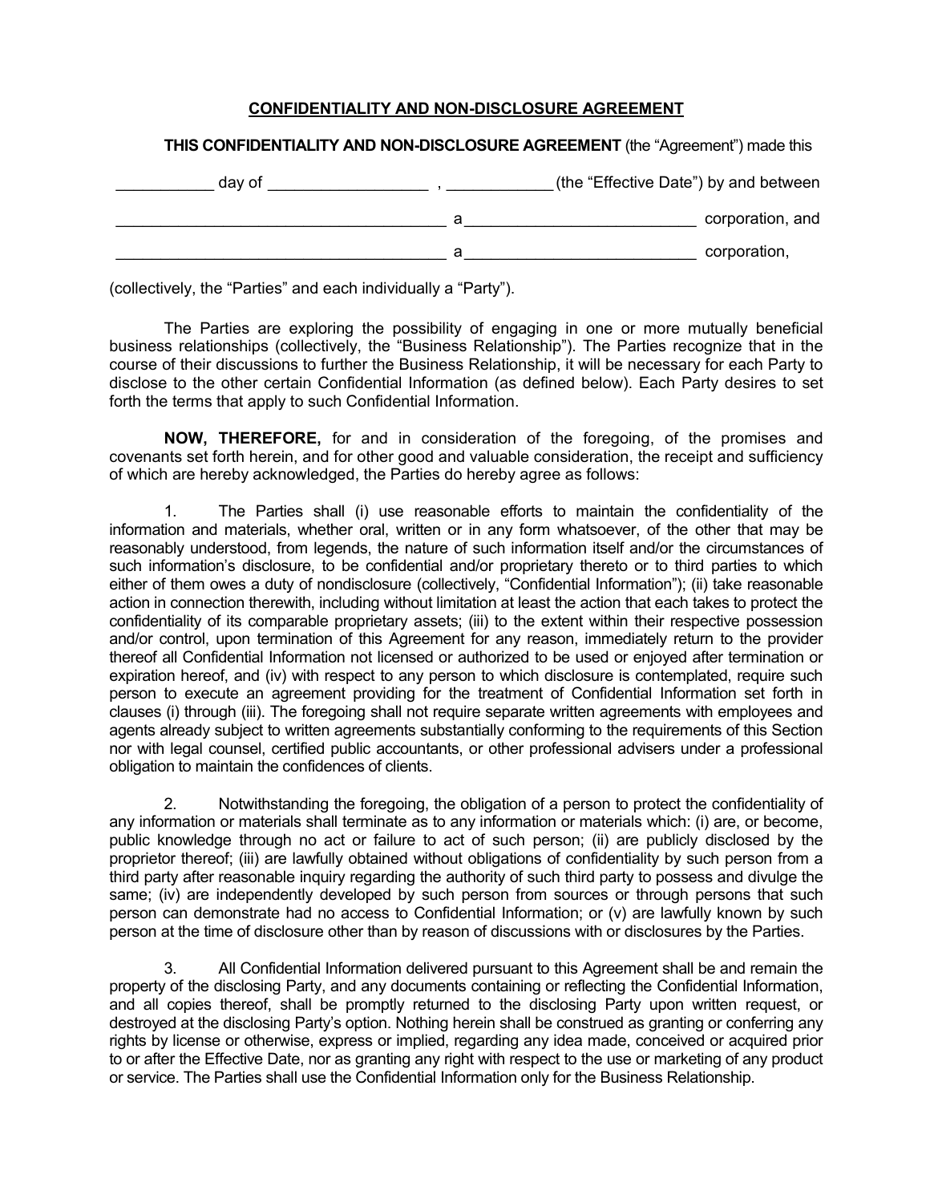**CONFIDENTIALITY AND NON-DISCLOSURE AGREEMENT**

**THIS CONFIDENTIALITY AND NON-DISCLOSURE AGREEMENT** (the "Agreement") made this

___________ day of __________________ , ____________ (the "Effective Date") by and between

_____________________________________ a __________________________ corporation, and

_____________________________________ a __________________________ corporation,

(collectively, the "Parties" and each individually a "Party").

The Parties are exploring the possibility of engaging in one or more mutually beneficial business relationships (collectively, the "Business Relationship"). The Parties recognize that in the course of their discussions to further the Business Relationship, it will be necessary for each Party to disclose to the other certain Confidential Information (as defined below). Each Party desires to set forth the terms that apply to such Confidential Information.

**NOW, THEREFORE,** for and in consideration of the foregoing, of the promises and covenants set forth herein, and for other good and valuable consideration, the receipt and sufficiency of which are hereby acknowledged, the Parties do hereby agree as follows:

1. The Parties shall (i) use reasonable efforts to maintain the confidentiality of the information and materials, whether oral, written or in any form whatsoever, of the other that may be reasonably understood, from legends, the nature of such information itself and/or the circumstances of such information's disclosure, to be confidential and/or proprietary thereto or to third parties to which either of them owes a duty of nondisclosure (collectively, "Confidential Information"); (ii) take reasonable action in connection therewith, including without limitation at least the action that each takes to protect the confidentiality of its comparable proprietary assets; (iii) to the extent within their respective possession and/or control, upon termination of this Agreement for any reason, immediately return to the provider thereof all Confidential Information not licensed or authorized to be used or enjoyed after termination or expiration hereof, and (iv) with respect to any person to which disclosure is contemplated, require such person to execute an agreement providing for the treatment of Confidential Information set forth in clauses (i) through (iii). The foregoing shall not require separate written agreements with employees and agents already subject to written agreements substantially conforming to the requirements of this Section nor with legal counsel, certified public accountants, or other professional advisers under a professional obligation to maintain the confidences of clients.

2. Notwithstanding the foregoing, the obligation of a person to protect the confidentiality of any information or materials shall terminate as to any information or materials which: (i) are, or become, public knowledge through no act or failure to act of such person; (ii) are publicly disclosed by the proprietor thereof; (iii) are lawfully obtained without obligations of confidentiality by such person from a third party after reasonable inquiry regarding the authority of such third party to possess and divulge the same; (iv) are independently developed by such person from sources or through persons that such person can demonstrate had no access to Confidential Information; or (v) are lawfully known by such person at the time of disclosure other than by reason of discussions with or disclosures by the Parties.

3. All Confidential Information delivered pursuant to this Agreement shall be and remain the property of the disclosing Party, and any documents containing or reflecting the Confidential Information, and all copies thereof, shall be promptly returned to the disclosing Party upon written request, or destroyed at the disclosing Party's option. Nothing herein shall be construed as granting or conferring any rights by license or otherwise, express or implied, regarding any idea made, conceived or acquired prior to or after the Effective Date, nor as granting any right with respect to the use or marketing of any product or service. The Parties shall use the Confidential Information only for the Business Relationship.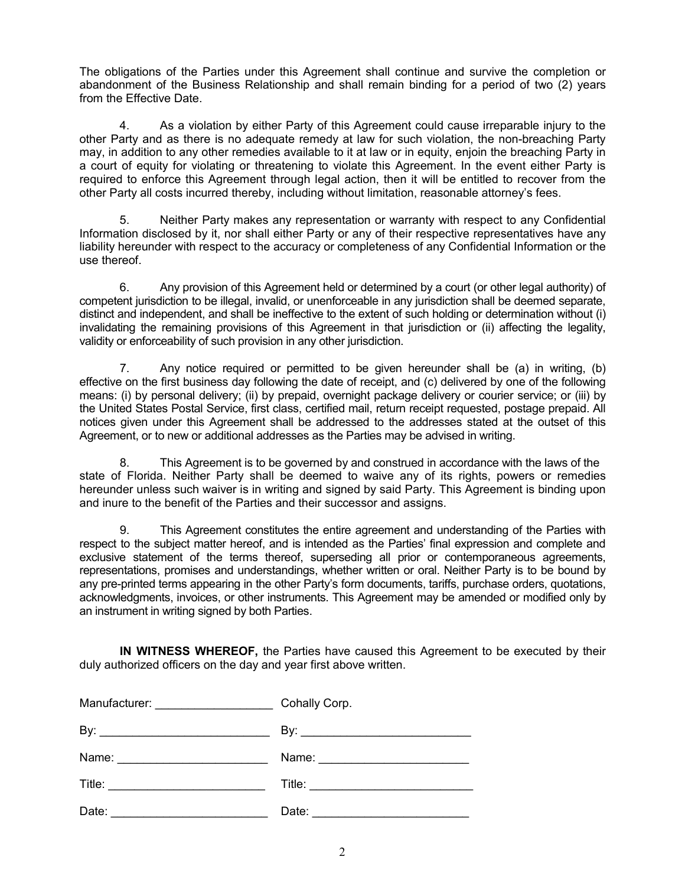The obligations of the Parties under this Agreement shall continue and survive the completion or abandonment of the Business Relationship and shall remain binding for a period of two (2) years from the Effective Date.

4. As a violation by either Party of this Agreement could cause irreparable injury to the other Party and as there is no adequate remedy at law for such violation, the non-breaching Party may, in addition to any other remedies available to it at law or in equity, enjoin the breaching Party in a court of equity for violating or threatening to violate this Agreement. In the event either Party is required to enforce this Agreement through legal action, then it will be entitled to recover from the other Party all costs incurred thereby, including without limitation, reasonable attorney's fees.

5. Neither Party makes any representation or warranty with respect to any Confidential Information disclosed by it, nor shall either Party or any of their respective representatives have any liability hereunder with respect to the accuracy or completeness of any Confidential Information or the use thereof.

6. Any provision of this Agreement held or determined by a court (or other legal authority) of competent jurisdiction to be illegal, invalid, or unenforceable in any jurisdiction shall be deemed separate, distinct and independent, and shall be ineffective to the extent of such holding or determination without (i) invalidating the remaining provisions of this Agreement in that jurisdiction or (ii) affecting the legality, validity or enforceability of such provision in any other jurisdiction.

7. Any notice required or permitted to be given hereunder shall be (a) in writing, (b) effective on the first business day following the date of receipt, and (c) delivered by one of the following means: (i) by personal delivery; (ii) by prepaid, overnight package delivery or courier service; or (iii) by the United States Postal Service, first class, certified mail, return receipt requested, postage prepaid. All notices given under this Agreement shall be addressed to the addresses stated at the outset of this Agreement, or to new or additional addresses as the Parties may be advised in writing.

8. This Agreement is to be governed by and construed in accordance with the laws of the state of Florida. Neither Party shall be deemed to waive any of its rights, powers or remedies hereunder unless such waiver is in writing and signed by said Party. This Agreement is binding upon and inure to the benefit of the Parties and their successor and assigns.

9. This Agreement constitutes the entire agreement and understanding of the Parties with respect to the subject matter hereof, and is intended as the Parties' final expression and complete and exclusive statement of the terms thereof, superseding all prior or contemporaneous agreements, representations, promises and understandings, whether written or oral. Neither Party is to be bound by any pre-printed terms appearing in the other Party's form documents, tariffs, purchase orders, quotations, acknowledgments, invoices, or other instruments. This Agreement may be amended or modified only by an instrument in writing signed by both Parties.

**IN WITNESS WHEREOF,** the Parties have caused this Agreement to be executed by their duly authorized officers on the day and year first above written.

| | |
|---|---|
| Manufacturer: ____________________ | Cohally Corp. |
| By: ____________________ | By: ____________________ |
| Name: ____________________ | Name: ____________________ |
| Title: ____________________ | Title: ____________________ |
| Date: ____________________ | Date: ____________________ |